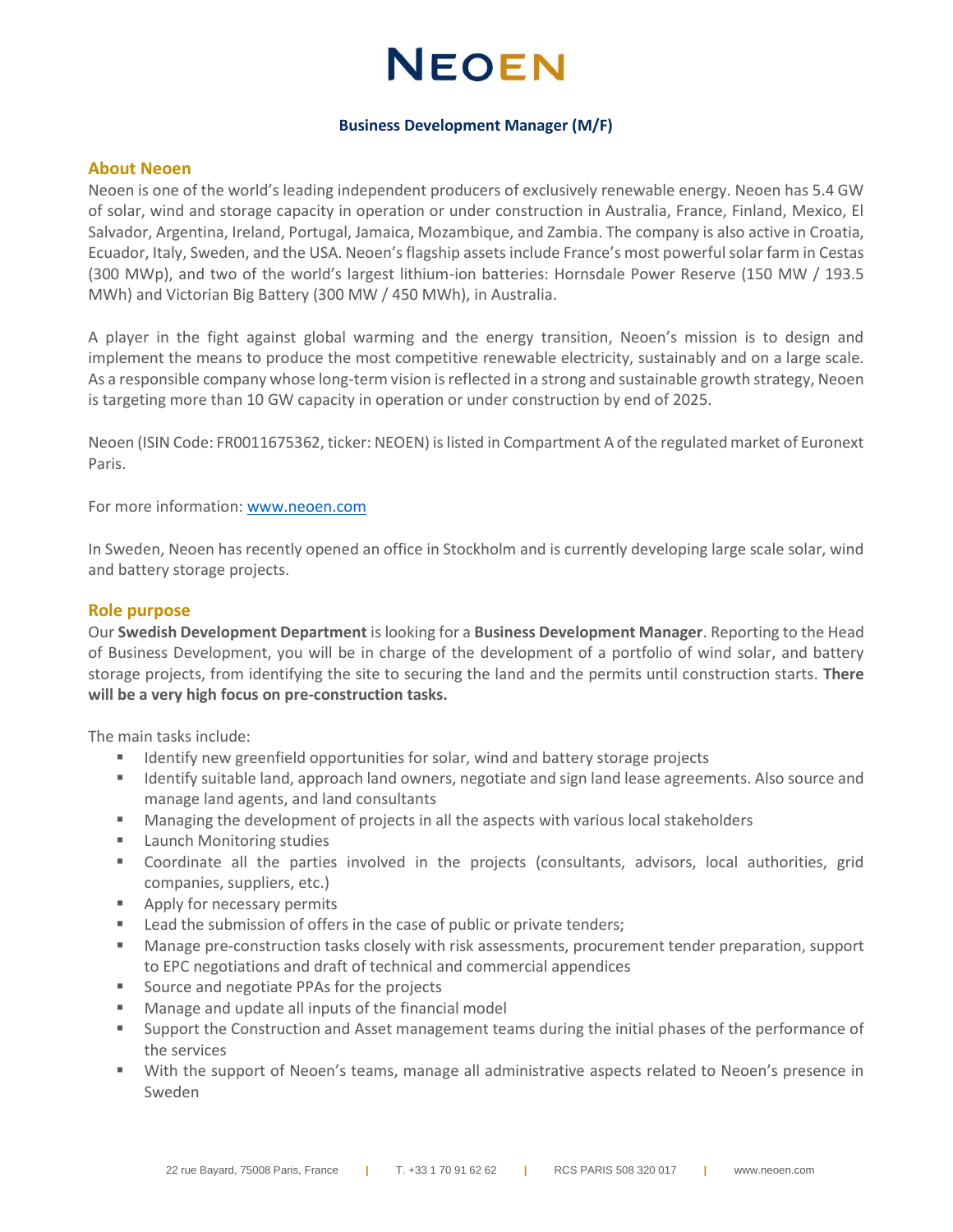# NEOEN

**Business Development Manager (M/F)**

## About Neoen

Neoen is one of the world's leading independent producers of exclusively renewable energy. Neoen has 5.4 GW of solar, wind and storage capacity in operation or under construction in Australia, France, Finland, Mexico, El Salvador, Argentina, Ireland, Portugal, Jamaica, Mozambique, and Zambia. The company is also active in Croatia, Ecuador, Italy, Sweden, and the USA. Neoen's flagship assets include France's most powerful solar farm in Cestas (300 MWp), and two of the world's largest lithium-ion batteries: Hornsdale Power Reserve (150 MW / 193.5 MWh) and Victorian Big Battery (300 MW / 450 MWh), in Australia.

A player in the fight against global warming and the energy transition, Neoen's mission is to design and implement the means to produce the most competitive renewable electricity, sustainably and on a large scale. As a responsible company whose long-term vision is reflected in a strong and sustainable growth strategy, Neoen is targeting more than 10 GW capacity in operation or under construction by end of 2025.

Neoen (ISIN Code: FR0011675362, ticker: NEOEN) is listed in Compartment A of the regulated market of Euronext Paris.

For more information: www.neoen.com

In Sweden, Neoen has recently opened an office in Stockholm and is currently developing large scale solar, wind and battery storage projects.

## Role purpose

Our **Swedish Development Department** is looking for a **Business Development Manager**. Reporting to the Head of Business Development, you will be in charge of the development of a portfolio of wind solar, and battery storage projects, from identifying the site to securing the land and the permits until construction starts. **There will be a very high focus on pre-construction tasks.**

The main tasks include:

- Identify new greenfield opportunities for solar, wind and battery storage projects
- Identify suitable land, approach land owners, negotiate and sign land lease agreements. Also source and manage land agents, and land consultants
- Managing the development of projects in all the aspects with various local stakeholders
- Launch Monitoring studies
- Coordinate all the parties involved in the projects (consultants, advisors, local authorities, grid companies, suppliers, etc.)
- Apply for necessary permits
- Lead the submission of offers in the case of public or private tenders;
- Manage pre-construction tasks closely with risk assessments, procurement tender preparation, support to EPC negotiations and draft of technical and commercial appendices
- Source and negotiate PPAs for the projects
- Manage and update all inputs of the financial model
- Support the Construction and Asset management teams during the initial phases of the performance of the services
- With the support of Neoen's teams, manage all administrative aspects related to Neoen's presence in Sweden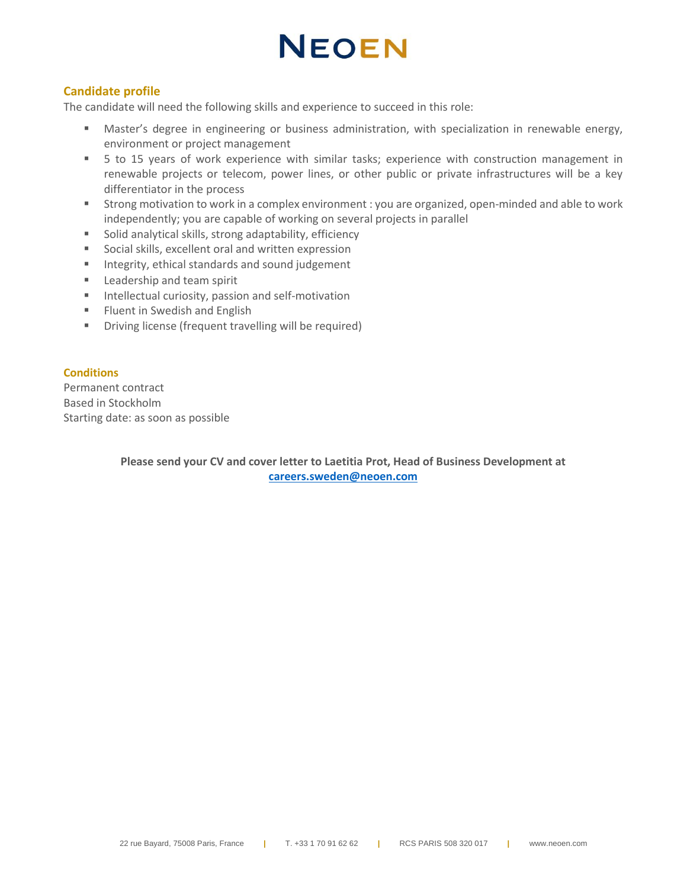## Candidate profile

The candidate will need the following skills and experience to succeed in this role:

- Master's degree in engineering or business administration, with specialization in renewable energy, environment or project management
- 5 to 15 years of work experience with similar tasks; experience with construction management in renewable projects or telecom, power lines, or other public or private infrastructures will be a key differentiator in the process
- Strong motivation to work in a complex environment : you are organized, open-minded and able to work independently; you are capable of working on several projects in parallel
- Solid analytical skills, strong adaptability, efficiency
- Social skills, excellent oral and written expression
- Integrity, ethical standards and sound judgement
- Leadership and team spirit
- Intellectual curiosity, passion and self-motivation
- Fluent in Swedish and English
- Driving license (frequent travelling will be required)

## Conditions

Permanent contract
Based in Stockholm
Starting date: as soon as possible

**Please send your CV and cover letter to Laetitia Prot, Head of Business Development at careers.sweden@neoen.com**